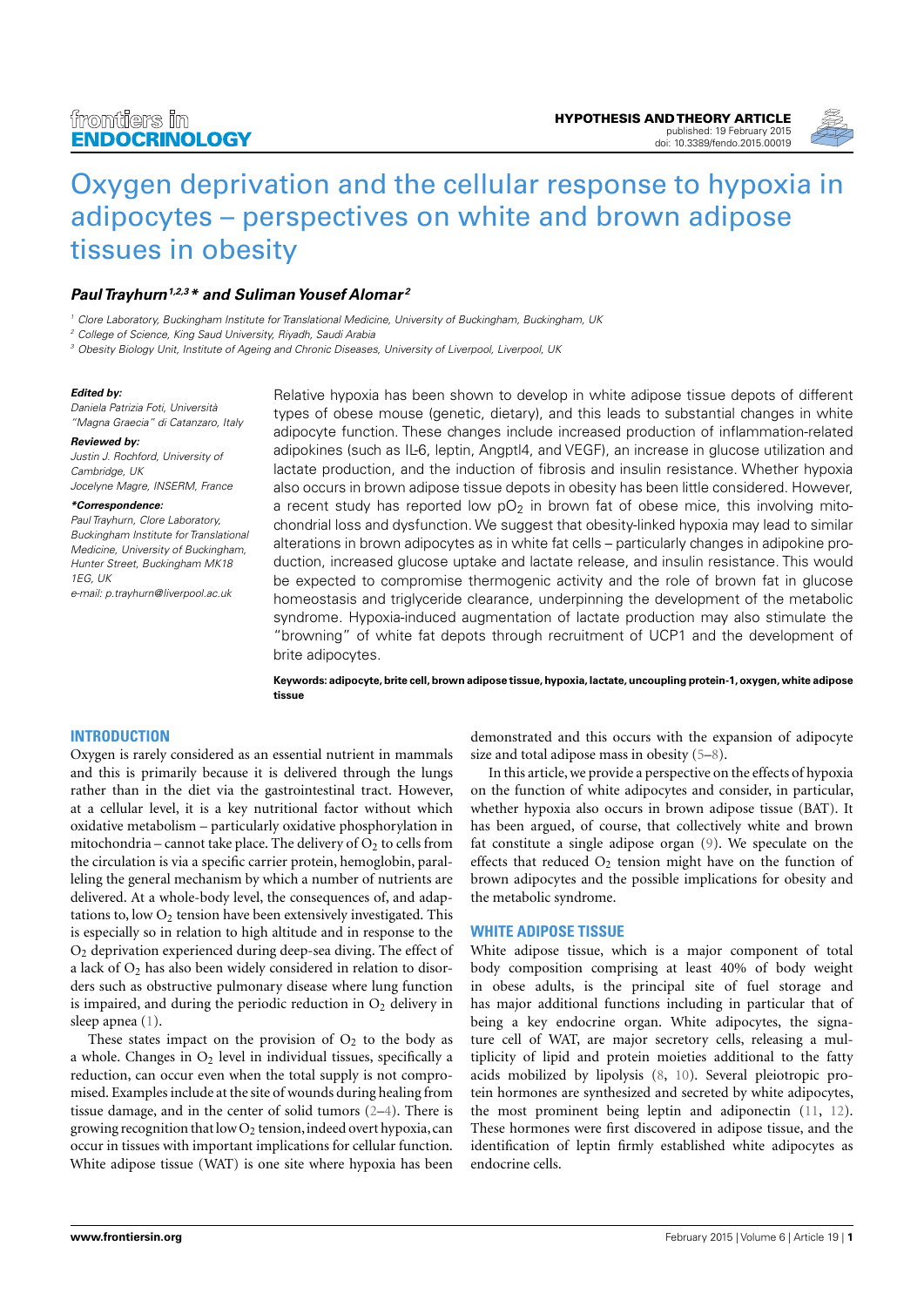HYPOTHESIS AND THEORY ARTICLE
published: 19 February 2015
doi: 10.3389/fendo.2015.00019

# Oxygen deprivation and the cellular response to hypoxia in adipocytes – perspectives on white and brown adipose tissues in obesity

***Paul Trayhurn[1,2,3]\* and Suliman Yousef Alomar[2]***

[1] *Clore Laboratory, Buckingham Institute for Translational Medicine, University of Buckingham, Buckingham, UK*
[2] *College of Science, King Saud University, Riyadh, Saudi Arabia*
[3] *Obesity Biology Unit, Institute of Ageing and Chronic Diseases, University of Liverpool, Liverpool, UK*

***Edited by:***
*Daniela Patrizia Foti, Università "Magna Graecia" di Catanzaro, Italy*

***Reviewed by:***
*Justin J. Rochford, University of Cambridge, UK*
*Jocelyne Magre, INSERM, France*

***\*Correspondence:***
*Paul Trayhurn, Clore Laboratory, Buckingham Institute for Translational Medicine, University of Buckingham, Hunter Street, Buckingham MK18 1EG, UK*
*e-mail: p.trayhurn@liverpool.ac.uk*

Relative hypoxia has been shown to develop in white adipose tissue depots of different types of obese mouse (genetic, dietary), and this leads to substantial changes in white adipocyte function. These changes include increased production of inflammation-related adipokines (such as IL6, leptin, Angptl4, and VEGF), an increase in glucose utilization and lactate production, and the induction of fibrosis and insulin resistance. Whether hypoxia also occurs in brown adipose tissue depots in obesity has been little considered. However, a recent study has reported low $pO_2$ in brown fat of obese mice, this involving mitochondrial loss and dysfunction. We suggest that obesity-linked hypoxia may lead to similar alterations in brown adipocytes as in white fat cells – particularly changes in adipokine production, increased glucose uptake and lactate release, and insulin resistance. This would be expected to compromise thermogenic activity and the role of brown fat in glucose homeostasis and triglyceride clearance, underpinning the development of the metabolic syndrome. Hypoxia-induced augmentation of lactate production may also stimulate the "browning" of white fat depots through recruitment of UCP1 and the development of brite adipocytes.

**Keywords: adipocyte, brite cell, brown adipose tissue, hypoxia, lactate, uncoupling protein-1, oxygen, white adipose tissue**

## INTRODUCTION

Oxygen is rarely considered as an essential nutrient in mammals and this is primarily because it is delivered through the lungs rather than in the diet via the gastrointestinal tract. However, at a cellular level, it is a key nutritional factor without which oxidative metabolism – particularly oxidative phosphorylation in mitochondria – cannot take place. The delivery of $O_2$ to cells from the circulation is via a specific carrier protein, hemoglobin, paralleling the general mechanism by which a number of nutrients are delivered. At a whole-body level, the consequences of, and adaptations to, low $O_2$ tension have been extensively investigated. This is especially so in relation to high altitude and in response to the $O_2$ deprivation experienced during deep-sea diving. The effect of a lack of $O_2$ has also been widely considered in relation to disorders such as obstructive pulmonary disease where lung function is impaired, and during the periodic reduction in $O_2$ delivery in sleep apnea (1).

These states impact on the provision of $O_2$ to the body as a whole. Changes in $O_2$ level in individual tissues, specifically a reduction, can occur even when the total supply is not compromised. Examples include at the site of wounds during healing from tissue damage, and in the center of solid tumors (2–4). There is growing recognition that low $O_2$ tension, indeed overt hypoxia, can occur in tissues with important implications for cellular function. White adipose tissue (WAT) is one site where hypoxia has been demonstrated and this occurs with the expansion of adipocyte size and total adipose mass in obesity (5–8).

In this article, we provide a perspective on the effects of hypoxia on the function of white adipocytes and consider, in particular, whether hypoxia also occurs in brown adipose tissue (BAT). It has been argued, of course, that collectively white and brown fat constitute a single adipose organ (9). We speculate on the effects that reduced $O_2$ tension might have on the function of brown adipocytes and the possible implications for obesity and the metabolic syndrome.

## WHITE ADIPOSE TISSUE

White adipose tissue, which is a major component of total body composition comprising at least 40% of body weight in obese adults, is the principal site of fuel storage and has major additional functions including in particular that of being a key endocrine organ. White adipocytes, the signature cell of WAT, are major secretory cells, releasing a multiplicity of lipid and protein moieties additional to the fatty acids mobilized by lipolysis (8, 10). Several pleiotropic protein hormones are synthesized and secreted by white adipocytes, the most prominent being leptin and adiponectin (11, 12). These hormones were first discovered in adipose tissue, and the identification of leptin firmly established white adipocytes as endocrine cells.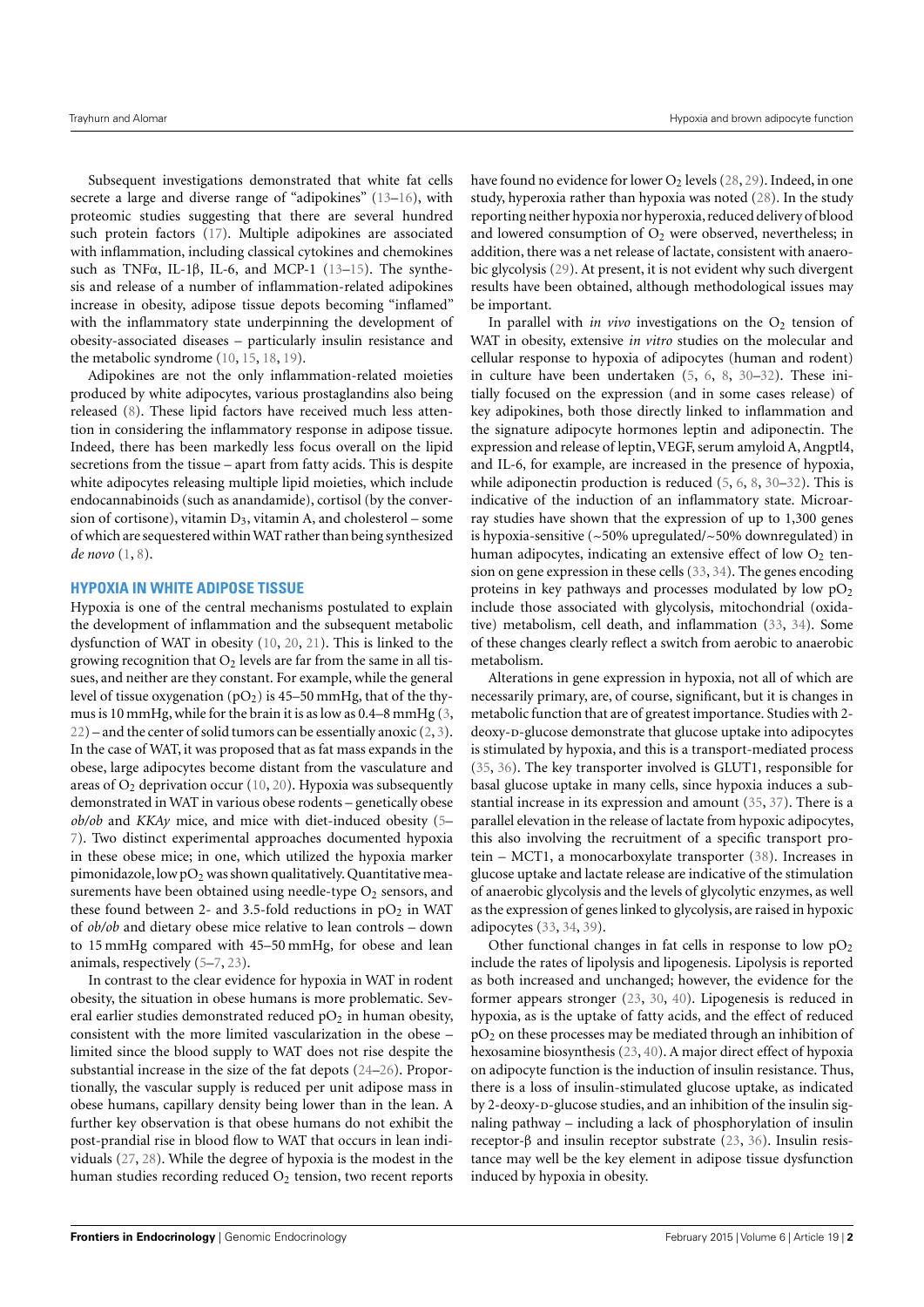Subsequent investigations demonstrated that white fat cells secrete a large and diverse range of "adipokines" (13–16), with proteomic studies suggesting that there are several hundred such protein factors (17). Multiple adipokines are associated with inflammation, including classical cytokines and chemokines such as TNFα, IL-1β, IL-6, and MCP-1 (13–15). The synthesis and release of a number of inflammation-related adipokines increase in obesity, adipose tissue depots becoming "inflamed" with the inflammatory state underpinning the development of obesity-associated diseases – particularly insulin resistance and the metabolic syndrome (10, 15, 18, 19).

Adipokines are not the only inflammation-related moieties produced by white adipocytes, various prostaglandins also being released (8). These lipid factors have received much less attention in considering the inflammatory response in adipose tissue. Indeed, there has been markedly less focus overall on the lipid secretions from the tissue – apart from fatty acids. This is despite white adipocytes releasing multiple lipid moieties, which include endocannabinoids (such as anandamide), cortisol (by the conversion of cortisone), vitamin $D_3$, vitamin A, and cholesterol – some of which are sequestered within WAT rather than being synthesized *de novo* (1, 8).

## HYPOXIA IN WHITE ADIPOSE TISSUE

Hypoxia is one of the central mechanisms postulated to explain the development of inflammation and the subsequent metabolic dysfunction of WAT in obesity (10, 20, 21). This is linked to the growing recognition that $O_2$ levels are far from the same in all tissues, and neither are they constant. For example, while the general level of tissue oxygenation ($pO_2$) is 45–50 mmHg, that of the thymus is 10 mmHg, while for the brain it is as low as 0.4–8 mmHg (3, 22) – and the center of solid tumors can be essentially anoxic (2, 3). In the case of WAT, it was proposed that as fat mass expands in the obese, large adipocytes become distant from the vasculature and areas of $O_2$ deprivation occur (10, 20). Hypoxia was subsequently demonstrated in WAT in various obese rodents – genetically obese *ob/ob* and *KKAy* mice, and mice with diet-induced obesity (5–7). Two distinct experimental approaches documented hypoxia in these obese mice; in one, which utilized the hypoxia marker pimonidazole, low $pO_2$ was shown qualitatively. Quantitative measurements have been obtained using needle-type $O_2$ sensors, and these found between 2- and 3.5-fold reductions in $pO_2$ in WAT of *ob/ob* and dietary obese mice relative to lean controls – down to 15 mmHg compared with 45–50 mmHg, for obese and lean animals, respectively (5–7, 23).

In contrast to the clear evidence for hypoxia in WAT in rodent obesity, the situation in obese humans is more problematic. Several earlier studies demonstrated reduced $pO_2$ in human obesity, consistent with the more limited vascularization in the obese – limited since the blood supply to WAT does not rise despite the substantial increase in the size of the fat depots (24–26). Proportionally, the vascular supply is reduced per unit adipose mass in obese humans, capillary density being lower than in the lean. A further key observation is that obese humans do not exhibit the post-prandial rise in blood flow to WAT that occurs in lean individuals (27, 28). While the degree of hypoxia is the modest in the human studies recording reduced $O_2$ tension, two recent reports have found no evidence for lower $O_2$ levels (28, 29). Indeed, in one study, hyperoxia rather than hypoxia was noted (28). In the study reporting neither hypoxia nor hyperoxia, reduced delivery of blood and lowered consumption of $O_2$ were observed, nevertheless; in addition, there was a net release of lactate, consistent with anaerobic glycolysis (29). At present, it is not evident why such divergent results have been obtained, although methodological issues may be important.

In parallel with *in vivo* investigations on the $O_2$ tension of WAT in obesity, extensive *in vitro* studies on the molecular and cellular response to hypoxia of adipocytes (human and rodent) in culture have been undertaken (5, 6, 8, 30–32). These initially focused on the expression (and in some cases release) of key adipokines, both those directly linked to inflammation and the signature adipocyte hormones leptin and adiponectin. The expression and release of leptin, VEGF, serum amyloid A, Angptl4, and IL-6, for example, are increased in the presence of hypoxia, while adiponectin production is reduced (5, 6, 8, 30–32). This is indicative of the induction of an inflammatory state. Microarray studies have shown that the expression of up to 1,300 genes is hypoxia-sensitive (~50% upregulated/~50% downregulated) in human adipocytes, indicating an extensive effect of low $O_2$ tension on gene expression in these cells (33, 34). The genes encoding proteins in key pathways and processes modulated by low $pO_2$ include those associated with glycolysis, mitochondrial (oxidative) metabolism, cell death, and inflammation (33, 34). Some of these changes clearly reflect a switch from aerobic to anaerobic metabolism.

Alterations in gene expression in hypoxia, not all of which are necessarily primary, are, of course, significant, but it is changes in metabolic function that are of greatest importance. Studies with 2-deoxy-D-glucose demonstrate that glucose uptake into adipocytes is stimulated by hypoxia, and this is a transport-mediated process (35, 36). The key transporter involved is GLUT1, responsible for basal glucose uptake in many cells, since hypoxia induces a substantial increase in its expression and amount (35, 37). There is a parallel elevation in the release of lactate from hypoxic adipocytes, this also involving the recruitment of a specific transport protein – MCT1, a monocarboxylate transporter (38). Increases in glucose uptake and lactate release are indicative of the stimulation of anaerobic glycolysis and the levels of glycolytic enzymes, as well as the expression of genes linked to glycolysis, are raised in hypoxic adipocytes (33, 34, 39).

Other functional changes in fat cells in response to low $pO_2$ include the rates of lipolysis and lipogenesis. Lipolysis is reported as both increased and unchanged; however, the evidence for the former appears stronger (23, 30, 40). Lipogenesis is reduced in hypoxia, as is the uptake of fatty acids, and the effect of reduced $pO_2$ on these processes may be mediated through an inhibition of hexosamine biosynthesis (23, 40). A major direct effect of hypoxia on adipocyte function is the induction of insulin resistance. Thus, there is a loss of insulin-stimulated glucose uptake, as indicated by 2-deoxy-D-glucose studies, and an inhibition of the insulin signaling pathway – including a lack of phosphorylation of insulin receptor-β and insulin receptor substrate (23, 36). Insulin resistance may well be the key element in adipose tissue dysfunction induced by hypoxia in obesity.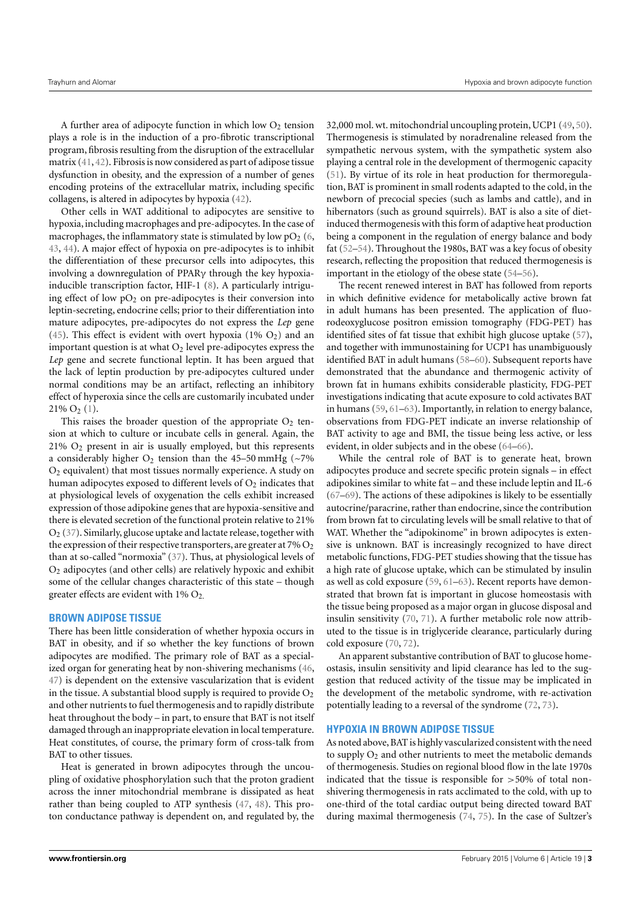A further area of adipocyte function in which low $O_2$ tension plays a role is in the induction of a pro-fibrotic transcriptional program, fibrosis resulting from the disruption of the extracellular matrix (41, 42). Fibrosis is now considered as part of adipose tissue dysfunction in obesity, and the expression of a number of genes encoding proteins of the extracellular matrix, including specific collagens, is altered in adipocytes by hypoxia (42).

Other cells in WAT additional to adipocytes are sensitive to hypoxia, including macrophages and pre-adipocytes. In the case of macrophages, the inflammatory state is stimulated by low $pO_2$ (6, 43, 44). A major effect of hypoxia on pre-adipocytes is to inhibit the differentiation of these precursor cells into adipocytes, this involving a downregulation of PPARγ through the key hypoxia-inducible transcription factor, HIF-1 (8). A particularly intriguing effect of low $pO_2$ on pre-adipocytes is their conversion into leptin-secreting, endocrine cells; prior to their differentiation into mature adipocytes, pre-adipocytes do not express the *Lep* gene (45). This effect is evident with overt hypoxia (1% $O_2$) and an important question is at what $O_2$ level pre-adipocytes express the *Lep* gene and secrete functional leptin. It has been argued that the lack of leptin production by pre-adipocytes cultured under normal conditions may be an artifact, reflecting an inhibitory effect of hyperoxia since the cells are customarily incubated under 21% $O_2$ (1).

This raises the broader question of the appropriate $O_2$ tension at which to culture or incubate cells in general. Again, the 21% $O_2$ present in air is usually employed, but this represents a considerably higher $O_2$ tension than the 45–50 mmHg (~7% $O_2$ equivalent) that most tissues normally experience. A study on human adipocytes exposed to different levels of $O_2$ indicates that at physiological levels of oxygenation the cells exhibit increased expression of those adipokine genes that are hypoxia-sensitive and there is elevated secretion of the functional protein relative to 21% $O_2$ (37). Similarly, glucose uptake and lactate release, together with the expression of their respective transporters, are greater at 7% $O_2$ than at so-called "normoxia" (37). Thus, at physiological levels of $O_2$ adipocytes (and other cells) are relatively hypoxic and exhibit some of the cellular changes characteristic of this state – though greater effects are evident with 1% $O_2$.

## BROWN ADIPOSE TISSUE

There has been little consideration of whether hypoxia occurs in BAT in obesity, and if so whether the key functions of brown adipocytes are modified. The primary role of BAT as a specialized organ for generating heat by non-shivering mechanisms (46, 47) is dependent on the extensive vascularization that is evident in the tissue. A substantial blood supply is required to provide $O_2$ and other nutrients to fuel thermogenesis and to rapidly distribute heat throughout the body – in part, to ensure that BAT is not itself damaged through an inappropriate elevation in local temperature. Heat constitutes, of course, the primary form of cross-talk from BAT to other tissues.

Heat is generated in brown adipocytes through the uncoupling of oxidative phosphorylation such that the proton gradient across the inner mitochondrial membrane is dissipated as heat rather than being coupled to ATP synthesis (47, 48). This proton conductance pathway is dependent on, and regulated by, the 32,000 mol. wt. mitochondrial uncoupling protein, UCP1 (49, 50). Thermogenesis is stimulated by noradrenaline released from the sympathetic nervous system, with the sympathetic system also playing a central role in the development of thermogenic capacity (51). By virtue of its role in heat production for thermoregulation, BAT is prominent in small rodents adapted to the cold, in the newborn of precocial species (such as lambs and cattle), and in hibernators (such as ground squirrels). BAT is also a site of diet-induced thermogenesis with this form of adaptive heat production being a component in the regulation of energy balance and body fat (52–54). Throughout the 1980s, BAT was a key focus of obesity research, reflecting the proposition that reduced thermogenesis is important in the etiology of the obese state (54–56).

The recent renewed interest in BAT has followed from reports in which definitive evidence for metabolically active brown fat in adult humans has been presented. The application of fluorodeoxyglucose positron emission tomography (FDG-PET) has identified sites of fat tissue that exhibit high glucose uptake (57), and together with immunostaining for UCP1 has unambiguously identified BAT in adult humans (58–60). Subsequent reports have demonstrated that the abundance and thermogenic activity of brown fat in humans exhibits considerable plasticity, FDG-PET investigations indicating that acute exposure to cold activates BAT in humans (59, 61–63). Importantly, in relation to energy balance, observations from FDG-PET indicate an inverse relationship of BAT activity to age and BMI, the tissue being less active, or less evident, in older subjects and in the obese (64–66).

While the central role of BAT is to generate heat, brown adipocytes produce and secrete specific protein signals – in effect adipokines similar to white fat – and these include leptin and IL-6 (67–69). The actions of these adipokines is likely to be essentially autocrine/paracrine, rather than endocrine, since the contribution from brown fat to circulating levels will be small relative to that of WAT. Whether the "adipokinome" in brown adipocytes is extensive is unknown. BAT is increasingly recognized to have direct metabolic functions, FDG-PET studies showing that the tissue has a high rate of glucose uptake, which can be stimulated by insulin as well as cold exposure (59, 61–63). Recent reports have demonstrated that brown fat is important in glucose homeostasis with the tissue being proposed as a major organ in glucose disposal and insulin sensitivity (70, 71). A further metabolic role now attributed to the tissue is in triglyceride clearance, particularly during cold exposure (70, 72).

An apparent substantive contribution of BAT to glucose homeostasis, insulin sensitivity and lipid clearance has led to the suggestion that reduced activity of the tissue may be implicated in the development of the metabolic syndrome, with re-activation potentially leading to a reversal of the syndrome (72, 73).

## HYPOXIA IN BROWN ADIPOSE TISSUE

As noted above, BAT is highly vascularized consistent with the need to supply $O_2$ and other nutrients to meet the metabolic demands of thermogenesis. Studies on regional blood flow in the late 1970s indicated that the tissue is responsible for >50% of total non-shivering thermogenesis in rats acclimated to the cold, with up to one-third of the total cardiac output being directed toward BAT during maximal thermogenesis (74, 75). In the case of Sultzer's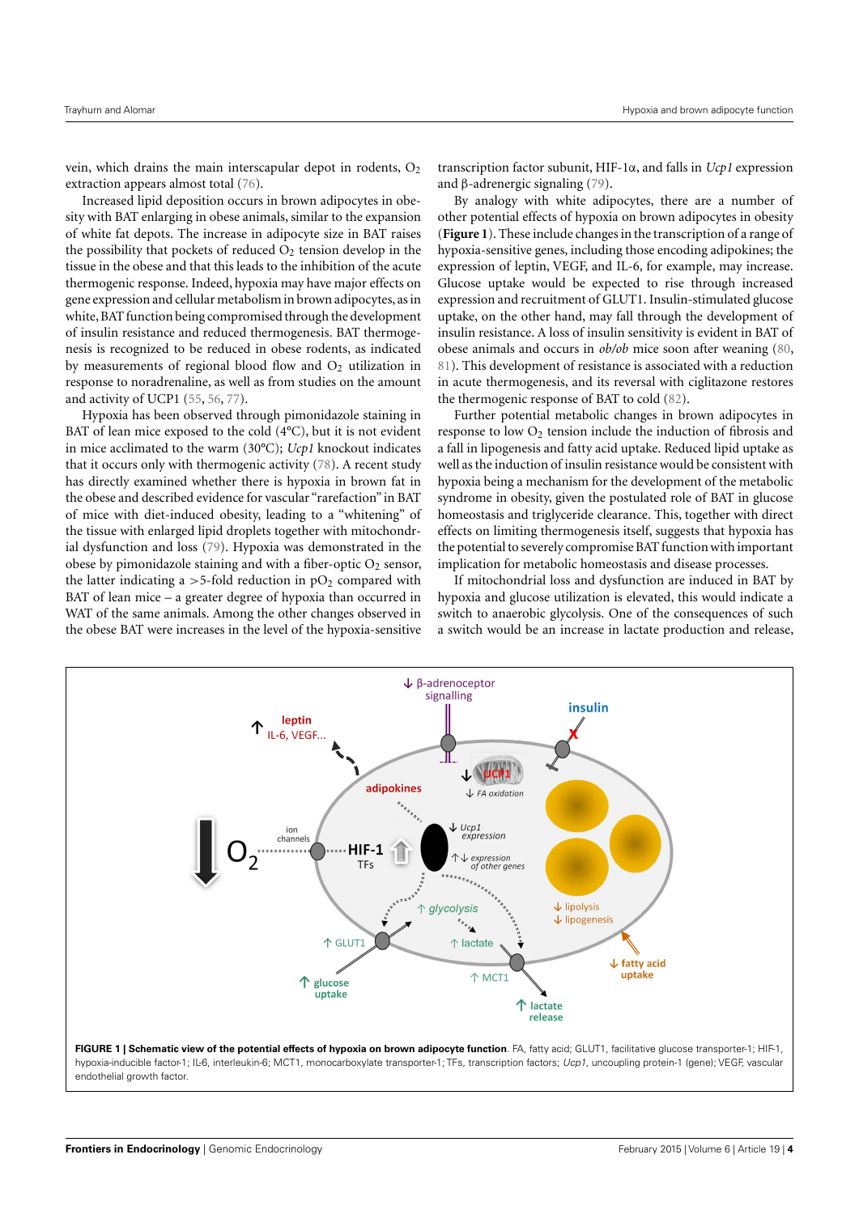vein, which drains the main interscapular depot in rodents, $O_2$ extraction appears almost total (76).

Increased lipid deposition occurs in brown adipocytes in obesity with BAT enlarging in obese animals, similar to the expansion of white fat depots. The increase in adipocyte size in BAT raises the possibility that pockets of reduced $O_2$ tension develop in the tissue in the obese and that this leads to the inhibition of the acute thermogenic response. Indeed, hypoxia may have major effects on gene expression and cellular metabolism in brown adipocytes, as in white, BAT function being compromised through the development of insulin resistance and reduced thermogenesis. BAT thermogenesis is recognized to be reduced in obese rodents, as indicated by measurements of regional blood flow and $O_2$ utilization in response to noradrenaline, as well as from studies on the amount and activity of UCP1 (55, 56, 77).

Hypoxia has been observed through pimonidazole staining in BAT of lean mice exposed to the cold (4°C), but it is not evident in mice acclimated to the warm (30°C); *Ucp1* knockout indicates that it occurs only with thermogenic activity (78). A recent study has directly examined whether there is hypoxia in brown fat in the obese and described evidence for vascular "rarefaction" in BAT of mice with diet-induced obesity, leading to a "whitening" of the tissue with enlarged lipid droplets together with mitochondrial dysfunction and loss (79). Hypoxia was demonstrated in the obese by pimonidazole staining and with a fiber-optic $O_2$ sensor, the latter indicating a >5-fold reduction in $pO_2$ compared with BAT of lean mice – a greater degree of hypoxia than occurred in WAT of the same animals. Among the other changes observed in the obese BAT were increases in the level of the hypoxia-sensitive transcription factor subunit, HIF-1α, and falls in *Ucp1* expression and β-adrenergic signaling (79).

By analogy with white adipocytes, there are a number of other potential effects of hypoxia on brown adipocytes in obesity (**Figure 1**). These include changes in the transcription of a range of hypoxia-sensitive genes, including those encoding adipokines; the expression of leptin, VEGF, and IL-6, for example, may increase. Glucose uptake would be expected to rise through increased expression and recruitment of GLUT1. Insulin-stimulated glucose uptake, on the other hand, may fall through the development of insulin resistance. A loss of insulin sensitivity is evident in BAT of obese animals and occurs in *ob/ob* mice soon after weaning (80, 81). This development of resistance is associated with a reduction in acute thermogenesis, and its reversal with ciglitazone restores the thermogenic response of BAT to cold (82).

Further potential metabolic changes in brown adipocytes in response to low $O_2$ tension include the induction of fibrosis and a fall in lipogenesis and fatty acid uptake. Reduced lipid uptake as well as the induction of insulin resistance would be consistent with hypoxia being a mechanism for the development of the metabolic syndrome in obesity, given the postulated role of BAT in glucose homeostasis and triglyceride clearance. This, together with direct effects on limiting thermogenesis itself, suggests that hypoxia has the potential to severely compromise BAT function with important implication for metabolic homeostasis and disease processes.

If mitochondrial loss and dysfunction are induced in BAT by hypoxia and glucose utilization is elevated, this would indicate a switch to anaerobic glycolysis. One of the consequences of such a switch would be an increase in lactate production and release,

**FIGURE 1 | Schematic view of the potential effects of hypoxia on brown adipocyte function**. FA, fatty acid; GLUT1, facilitative glucose transporter-1; HIF-1, hypoxia-inducible factor-1; IL-6, interleukin-6; MCT1, monocarboxylate transporter-1; TFs, transcription factors; *Ucp1*, uncoupling protein-1 (gene); VEGF, vascular endothelial growth factor.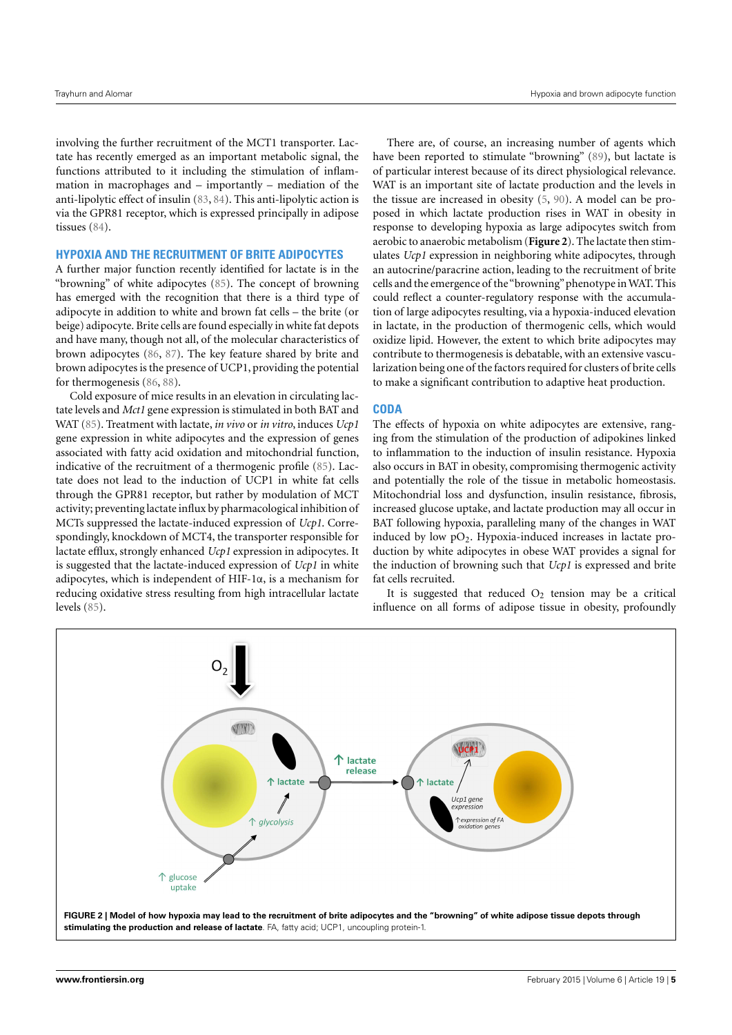involving the further recruitment of the MCT1 transporter. Lactate has recently emerged as an important metabolic signal, the functions attributed to it including the stimulation of inflammation in macrophages and – importantly – mediation of the anti-lipolytic effect of insulin (83, 84). This anti-lipolytic action is via the GPR81 receptor, which is expressed principally in adipose tissues (84).

## HYPOXIA AND THE RECRUITMENT OF BRITE ADIPOCYTES

A further major function recently identified for lactate is in the "browning" of white adipocytes (85). The concept of browning has emerged with the recognition that there is a third type of adipocyte in addition to white and brown fat cells – the brite (or beige) adipocyte. Brite cells are found especially in white fat depots and have many, though not all, of the molecular characteristics of brown adipocytes (86, 87). The key feature shared by brite and brown adipocytes is the presence of UCP1, providing the potential for thermogenesis (86, 88).

Cold exposure of mice results in an elevation in circulating lactate levels and *Mct1* gene expression is stimulated in both BAT and WAT (85). Treatment with lactate, *in vivo* or *in vitro*, induces *Ucp1* gene expression in white adipocytes and the expression of genes associated with fatty acid oxidation and mitochondrial function, indicative of the recruitment of a thermogenic profile (85). Lactate does not lead to the induction of UCP1 in white fat cells through the GPR81 receptor, but rather by modulation of MCT activity; preventing lactate influx by pharmacological inhibition of MCTs suppressed the lactate-induced expression of *Ucp1*. Correspondingly, knockdown of MCT4, the transporter responsible for lactate efflux, strongly enhanced *Ucp1* expression in adipocytes. It is suggested that the lactate-induced expression of *Ucp1* in white adipocytes, which is independent of HIF-1α, is a mechanism for reducing oxidative stress resulting from high intracellular lactate levels (85).

There are, of course, an increasing number of agents which have been reported to stimulate "browning" (89), but lactate is of particular interest because of its direct physiological relevance. WAT is an important site of lactate production and the levels in the tissue are increased in obesity (5, 90). A model can be proposed in which lactate production rises in WAT in obesity in response to developing hypoxia as large adipocytes switch from aerobic to anaerobic metabolism (**Figure 2**). The lactate then stimulates *Ucp1* expression in neighboring white adipocytes, through an autocrine/paracrine action, leading to the recruitment of brite cells and the emergence of the "browning" phenotype in WAT. This could reflect a counter-regulatory response with the accumulation of large adipocytes resulting, via a hypoxia-induced elevation in lactate, in the production of thermogenic cells, which would oxidize lipid. However, the extent to which brite adipocytes may contribute to thermogenesis is debatable, with an extensive vascularization being one of the factors required for clusters of brite cells to make a significant contribution to adaptive heat production.

## CODA

The effects of hypoxia on white adipocytes are extensive, ranging from the stimulation of the production of adipokines linked to inflammation to the induction of insulin resistance. Hypoxia also occurs in BAT in obesity, compromising thermogenic activity and potentially the role of the tissue in metabolic homeostasis. Mitochondrial loss and dysfunction, insulin resistance, fibrosis, increased glucose uptake, and lactate production may all occur in BAT following hypoxia, paralleling many of the changes in WAT induced by low $pO_2$. Hypoxia-induced increases in lactate production by white adipocytes in obese WAT provides a signal for the induction of browning such that *Ucp1* is expressed and brite fat cells recruited.

It is suggested that reduced $O_2$ tension may be a critical influence on all forms of adipose tissue in obesity, profoundly

**FIGURE 2 | Model of how hypoxia may lead to the recruitment of brite adipocytes and the "browning" of white adipose tissue depots through stimulating the production and release of lactate**. FA, fatty acid; UCP1, uncoupling protein-1.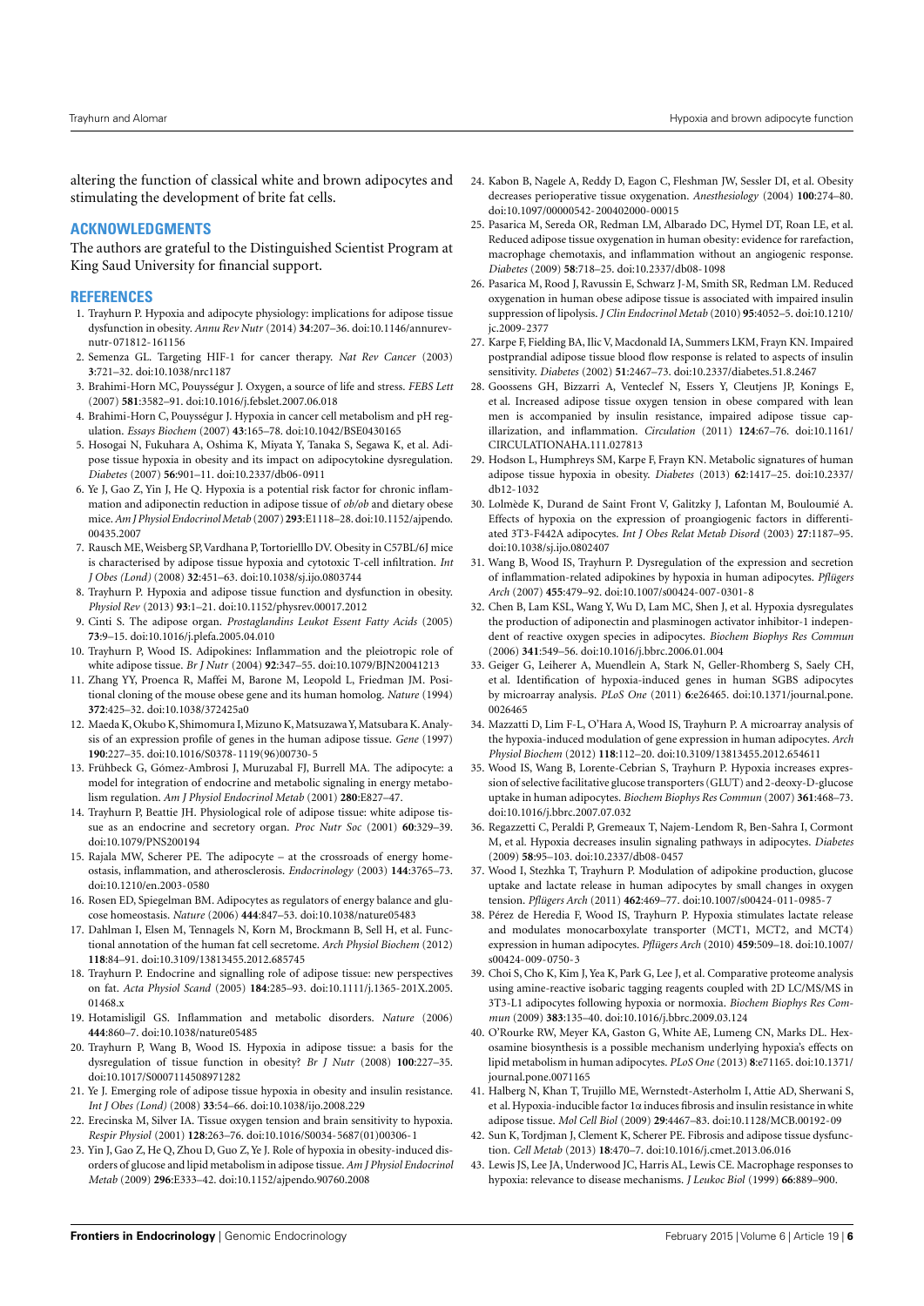altering the function of classical white and brown adipocytes and stimulating the development of brite fat cells.

## ACKNOWLEDGMENTS

The authors are grateful to the Distinguished Scientist Program at King Saud University for financial support.

## REFERENCES

1. Trayhurn P. Hypoxia and adipocyte physiology: implications for adipose tissue dysfunction in obesity. *Annu Rev Nutr* (2014) **34**:207–36. doi:10.1146/annurev-nutr-071812-161156
2. Semenza GL. Targeting HIF-1 for cancer therapy. *Nat Rev Cancer* (2003) **3**:721–32. doi:10.1038/nrc1187
3. Brahimi-Horn MC, Pouysségur J. Oxygen, a source of life and stress. *FEBS Lett* (2007) **581**:3582–91. doi:10.1016/j.febslet.2007.06.018
4. Brahimi-Horn C, Pouysségur J. Hypoxia in cancer cell metabolism and pH regulation. *Essays Biochem* (2007) **43**:165–78. doi:10.1042/BSE0430165
5. Hosogai N, Fukuhara A, Oshima K, Miyata Y, Tanaka S, Segawa K, et al. Adipose tissue hypoxia in obesity and its impact on adipocytokine dysregulation. *Diabetes* (2007) **56**:901–11. doi:10.2337/db06-0911
6. Ye J, Gao Z, Yin J, He Q. Hypoxia is a potential risk factor for chronic inflammation and adiponectin reduction in adipose tissue of *ob/ob* and dietary obese mice. *Am J Physiol Endocrinol Metab* (2007) **293**:E1118–28. doi:10.1152/ajpendo.00435.2007
7. Rausch ME, Weisberg SP, Vardhana P, Tortorielllo DV. Obesity in C57BL/6J mice is characterised by adipose tissue hypoxia and cytotoxic T-cell infiltration. *Int J Obes (Lond)* (2008) **32**:451–63. doi:10.1038/sj.ijo.0803744
8. Trayhurn P. Hypoxia and adipose tissue function and dysfunction in obesity. *Physiol Rev* (2013) **93**:1–21. doi:10.1152/physrev.00017.2012
9. Cinti S. The adipose organ. *Prostaglandins Leukot Essent Fatty Acids* (2005) **73**:9–15. doi:10.1016/j.plefa.2005.04.010
10. Trayhurn P, Wood IS. Adipokines: Inflammation and the pleiotropic role of white adipose tissue. *Br J Nutr* (2004) **92**:347–55. doi:10.1079/BJN20041213
11. Zhang YY, Proenca R, Maffei M, Barone M, Leopold L, Friedman JM. Positional cloning of the mouse obese gene and its human homolog. *Nature* (1994) **372**:425–32. doi:10.1038/372425a0
12. Maeda K, Okubo K, Shimomura I, Mizuno K, Matsuzawa Y, Matsubara K. Analysis of an expression profile of genes in the human adipose tissue. *Gene* (1997) **190**:227–35. doi:10.1016/S0378-1119(96)00730-5
13. Frühbeck G, Gómez-Ambrosi J, Muruzabal FJ, Burrell MA. The adipocyte: a model for integration of endocrine and metabolic signaling in energy metabolism regulation. *Am J Physiol Endocrinol Metab* (2001) **280**:E827–47.
14. Trayhurn P, Beattie JH. Physiological role of adipose tissue: white adipose tissue as an endocrine and secretory organ. *Proc Nutr Soc* (2001) **60**:329–39. doi:10.1079/PNS200194
15. Rajala MW, Scherer PE. The adipocyte – at the crossroads of energy homeostasis, inflammation, and atherosclerosis. *Endocrinology* (2003) **144**:3765–73. doi:10.1210/en.2003-0580
16. Rosen ED, Spiegelman BM. Adipocytes as regulators of energy balance and glucose homeostasis. *Nature* (2006) **444**:847–53. doi:10.1038/nature05483
17. Dahlman I, Elsen M, Tennagels N, Korn M, Brockmann B, Sell H, et al. Functional annotation of the human fat cell secretome. *Arch Physiol Biochem* (2012) **118**:84–91. doi:10.3109/13813455.2012.685745
18. Trayhurn P. Endocrine and signalling role of adipose tissue: new perspectives on fat. *Acta Physiol Scand* (2005) **184**:285–93. doi:10.1111/j.1365-201X.2005.01468.x
19. Hotamisligil GS. Inflammation and metabolic disorders. *Nature* (2006) **444**:860–7. doi:10.1038/nature05485
20. Trayhurn P, Wang B, Wood IS. Hypoxia in adipose tissue: a basis for the dysregulation of tissue function in obesity? *Br J Nutr* (2008) **100**:227–35. doi:10.1017/S0007114508971282
21. Ye J. Emerging role of adipose tissue hypoxia in obesity and insulin resistance. *Int J Obes (Lond)* (2008) **33**:54–66. doi:10.1038/ijo.2008.229
22. Erecinska M, Silver IA. Tissue oxygen tension and brain sensitivity to hypoxia. *Respir Physiol* (2001) **128**:263–76. doi:10.1016/S0034-5687(01)00306-1
23. Yin J, Gao Z, He Q, Zhou D, Guo Z, Ye J. Role of hypoxia in obesity-induced disorders of glucose and lipid metabolism in adipose tissue. *Am J Physiol Endocrinol Metab* (2009) **296**:E333–42. doi:10.1152/ajpendo.90760.2008
24. Kabon B, Nagele A, Reddy D, Eagon C, Fleshman JW, Sessler DI, et al. Obesity decreases perioperative tissue oxygenation. *Anesthesiology* (2004) **100**:274–80. doi:10.1097/00000542-200402000-00015
25. Pasarica M, Sereda OR, Redman LM, Albarado DC, Hymel DT, Roan LE, et al. Reduced adipose tissue oxygenation in human obesity: evidence for rarefaction, macrophage chemotaxis, and inflammation without an angiogenic response. *Diabetes* (2009) **58**:718–25. doi:10.2337/db08-1098
26. Pasarica M, Rood J, Ravussin E, Schwarz J-M, Smith SR, Redman LM. Reduced oxygenation in human obese adipose tissue is associated with impaired insulin suppression of lipolysis. *J Clin Endocrinol Metab* (2010) **95**:4052–5. doi:10.1210/jc.2009-2377
27. Karpe F, Fielding BA, Ilic V, Macdonald IA, Summers LKM, Frayn KN. Impaired postprandial adipose tissue blood flow response is related to aspects of insulin sensitivity. *Diabetes* (2002) **51**:2467–73. doi:10.2337/diabetes.51.8.2467
28. Goossens GH, Bizzarri A, Venteclef N, Essers Y, Cleutjens JP, Konings E, et al. Increased adipose tissue oxygen tension in obese compared with lean men is accompanied by insulin resistance, impaired adipose tissue capillarization, and inflammation. *Circulation* (2011) **124**:67–76. doi:10.1161/CIRCULATIONAHA.111.027813
29. Hodson L, Humphreys SM, Karpe F, Frayn KN. Metabolic signatures of human adipose tissue hypoxia in obesity. *Diabetes* (2013) **62**:1417–25. doi:10.2337/db12-1032
30. Lolmède K, Durand de Saint Front V, Galitzky J, Lafontan M, Bouloumié A. Effects of hypoxia on the expression of proangiogenic factors in differentiated 3T3-F442A adipocytes. *Int J Obes Relat Metab Disord* (2003) **27**:1187–95. doi:10.1038/sj.ijo.0802407
31. Wang B, Wood IS, Trayhurn P. Dysregulation of the expression and secretion of inflammation-related adipokines by hypoxia in human adipocytes. *Pflügers Arch* (2007) **455**:479–92. doi:10.1007/s00424-007-0301-8
32. Chen B, Lam KSL, Wang Y, Wu D, Lam MC, Shen J, et al. Hypoxia dysregulates the production of adiponectin and plasminogen activator inhibitor-1 independent of reactive oxygen species in adipocytes. *Biochem Biophys Res Commun* (2006) **341**:549–56. doi:10.1016/j.bbrc.2006.01.004
33. Geiger G, Leiherer A, Muendlein A, Stark N, Geller-Rhomberg S, Saely CH, et al. Identification of hypoxia-induced genes in human SGBS adipocytes by microarray analysis. *PLoS One* (2011) **6**:e26465. doi:10.1371/journal.pone.0026465
34. Mazzatti D, Lim F-L, O'Hara A, Wood IS, Trayhurn P. A microarray analysis of the hypoxia-induced modulation of gene expression in human adipocytes. *Arch Physiol Biochem* (2012) **118**:112–20. doi:10.3109/13813455.2012.654611
35. Wood IS, Wang B, Lorente-Cebrian S, Trayhurn P. Hypoxia increases expression of selective facilitative glucose transporters (GLUT) and 2-deoxy-D-glucose uptake in human adipocytes. *Biochem Biophys Res Commun* (2007) **361**:468–73. doi:10.1016/j.bbrc.2007.07.032
36. Regazzetti C, Peraldi P, Gremeaux T, Najem-Lendom R, Ben-Sahra I, Cormont M, et al. Hypoxia decreases insulin signaling pathways in adipocytes. *Diabetes* (2009) **58**:95–103. doi:10.2337/db08-0457
37. Wood I, Stezhka T, Trayhurn P. Modulation of adipokine production, glucose uptake and lactate release in human adipocytes by small changes in oxygen tension. *Pflügers Arch* (2011) **462**:469–77. doi:10.1007/s00424-011-0985-7
38. Pérez de Heredia F, Wood IS, Trayhurn P. Hypoxia stimulates lactate release and modulates monocarboxylate transporter (MCT1, MCT2, and MCT4) expression in human adipocytes. *Pflügers Arch* (2010) **459**:509–18. doi:10.1007/s00424-009-0750-3
39. Choi S, Cho K, Kim J, Yea K, Park G, Lee J, et al. Comparative proteome analysis using amine-reactive isobaric tagging reagents coupled with 2D LC/MS/MS in 3T3-L1 adipocytes following hypoxia or normoxia. *Biochem Biophys Res Commun* (2009) **383**:135–40. doi:10.1016/j.bbrc.2009.03.124
40. O'Rourke RW, Meyer KA, Gaston G, White AE, Lumeng CN, Marks DL. Hexosamine biosynthesis is a possible mechanism underlying hypoxia's effects on lipid metabolism in human adipocytes. *PLoS One* (2013) **8**:e71165. doi:10.1371/journal.pone.0071165
41. Halberg N, Khan T, Trujillo ME, Wernstedt-Asterholm I, Attie AD, Sherwani S, et al. Hypoxia-inducible factor 1α induces fibrosis and insulin resistance in white adipose tissue. *Mol Cell Biol* (2009) **29**:4467–83. doi:10.1128/MCB.00192-09
42. Sun K, Tordjman J, Clement K, Scherer PE. Fibrosis and adipose tissue dysfunction. *Cell Metab* (2013) **18**:470–7. doi:10.1016/j.cmet.2013.06.016
43. Lewis JS, Lee JA, Underwood JC, Harris AL, Lewis CE. Macrophage responses to hypoxia: relevance to disease mechanisms. *J Leukoc Biol* (1999) **66**:889–900.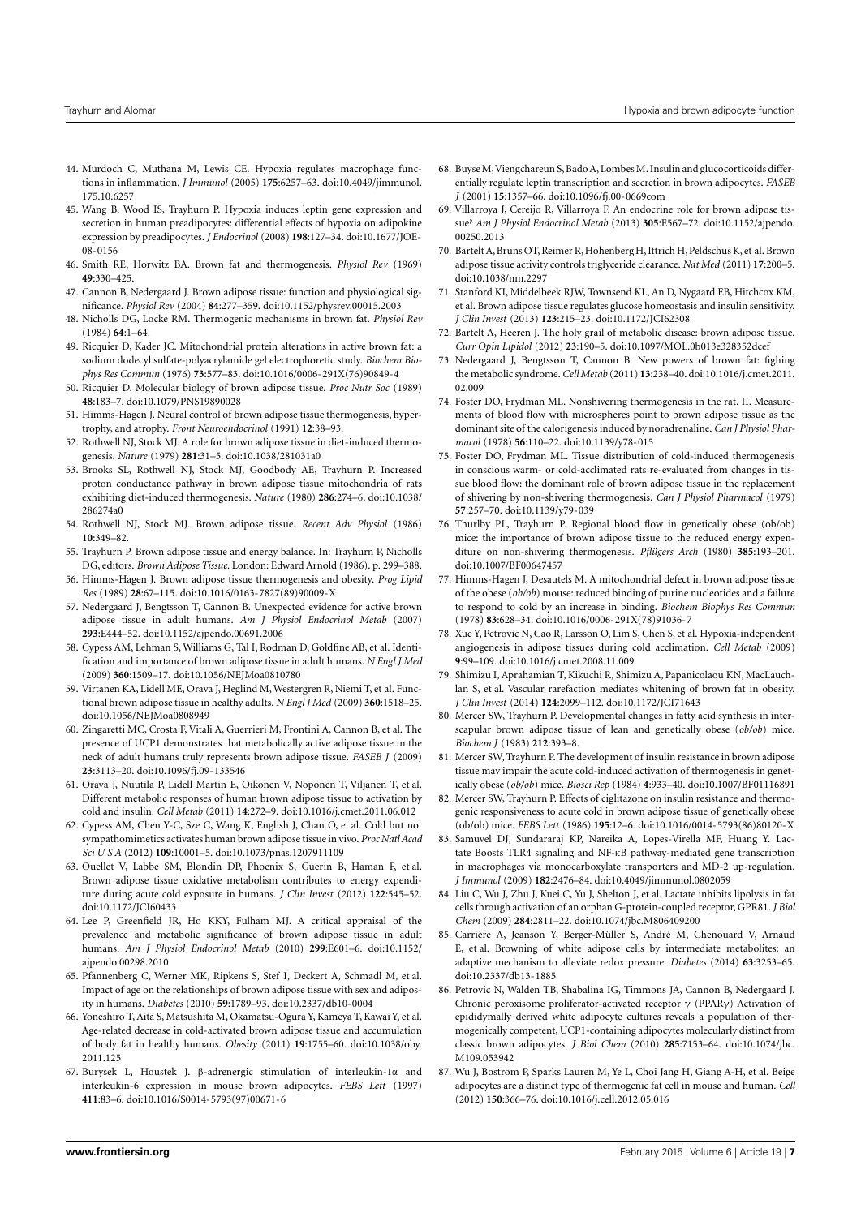44. Murdoch C, Muthana M, Lewis CE. Hypoxia regulates macrophage functions in inflammation. *J Immunol* (2005) **175**:6257–63. doi:10.4049/jimmunol.175.10.6257
45. Wang B, Wood IS, Trayhurn P. Hypoxia induces leptin gene expression and secretion in human preadipocytes: differential effects of hypoxia on adipokine expression by preadipocytes. *J Endocrinol* (2008) **198**:127–34. doi:10.1677/JOE-08-0156
46. Smith RE, Horwitz BA. Brown fat and thermogenesis. *Physiol Rev* (1969) **49**:330–425.
47. Cannon B, Nedergaard J. Brown adipose tissue: function and physiological significance. *Physiol Rev* (2004) **84**:277–359. doi:10.1152/physrev.00015.2003
48. Nicholls DG, Locke RM. Thermogenic mechanisms in brown fat. *Physiol Rev* (1984) **64**:1–64.
49. Ricquier D, Kader JC. Mitochondrial protein alterations in active brown fat: a sodium dodecyl sulfate-polyacrylamide gel electrophoretic study. *Biochem Biophys Res Commun* (1976) **73**:577–83. doi:10.1016/0006-291X(76)90849-4
50. Ricquier D. Molecular biology of brown adipose tissue. *Proc Nutr Soc* (1989) **48**:183–7. doi:10.1079/PNS19890028
51. Himms-Hagen J. Neural control of brown adipose tissue thermogenesis, hypertrophy, and atrophy. *Front Neuroendocrinol* (1991) **12**:38–93.
52. Rothwell NJ, Stock MJ. A role for brown adipose tissue in diet-induced thermogenesis. *Nature* (1979) **281**:31–5. doi:10.1038/281031a0
53. Brooks SL, Rothwell NJ, Stock MJ, Goodbody AE, Trayhurn P. Increased proton conductance pathway in brown adipose tissue mitochondria of rats exhibiting diet-induced thermogenesis. *Nature* (1980) **286**:274–6. doi:10.1038/286274a0
54. Rothwell NJ, Stock MJ. Brown adipose tissue. *Recent Adv Physiol* (1986) **10**:349–82.
55. Trayhurn P. Brown adipose tissue and energy balance. In: Trayhurn P, Nicholls DG, editors. *Brown Adipose Tissue*. London: Edward Arnold (1986). p. 299–388.
56. Himms-Hagen J. Brown adipose tissue thermogenesis and obesity. *Prog Lipid Res* (1989) **28**:67–115. doi:10.1016/0163-7827(89)90009-X
57. Nedergaard J, Bengtsson T, Cannon B. Unexpected evidence for active brown adipose tissue in adult humans. *Am J Physiol Endocrinol Metab* (2007) **293**:E444–52. doi:10.1152/ajpendo.00691.2006
58. Cypess AM, Lehman S, Williams G, Tal I, Rodman D, Goldfine AB, et al. Identification and importance of brown adipose tissue in adult humans. *N Engl J Med* (2009) **360**:1509–17. doi:10.1056/NEJMoa0810780
59. Virtanen KA, Lidell ME, Orava J, Heglind M, Westergren R, Niemi T, et al. Functional brown adipose tissue in healthy adults. *N Engl J Med* (2009) **360**:1518–25. doi:10.1056/NEJMoa0808949
60. Zingaretti MC, Crosta F, Vitali A, Guerrieri M, Frontini A, Cannon B, et al. The presence of UCP1 demonstrates that metabolically active adipose tissue in the neck of adult humans truly represents brown adipose tissue. *FASEB J* (2009) **23**:3113–20. doi:10.1096/fj.09-133546
61. Orava J, Nuutila P, Lidell Martin E, Oikonen V, Noponen T, Viljanen T, et al. Different metabolic responses of human brown adipose tissue to activation by cold and insulin. *Cell Metab* (2011) **14**:272–9. doi:10.1016/j.cmet.2011.06.012
62. Cypess AM, Chen Y-C, Sze C, Wang K, English J, Chan O, et al. Cold but not sympathomimetics activates human brown adipose tissue in vivo. *Proc Natl Acad Sci U S A* (2012) **109**:10001–5. doi:10.1073/pnas.1207911109
63. Ouellet V, Labbe SM, Blondin DP, Phoenix S, Guerin B, Haman F, et al. Brown adipose tissue oxidative metabolism contributes to energy expenditure during acute cold exposure in humans. *J Clin Invest* (2012) **122**:545–52. doi:10.1172/JCI60433
64. Lee P, Greenfield JR, Ho KKY, Fulham MJ. A critical appraisal of the prevalence and metabolic significance of brown adipose tissue in adult humans. *Am J Physiol Endocrinol Metab* (2010) **299**:E601–6. doi:10.1152/ajpendo.00298.2010
65. Pfannenberg C, Werner MK, Ripkens S, Stef I, Deckert A, Schmadl M, et al. Impact of age on the relationships of brown adipose tissue with sex and adiposity in humans. *Diabetes* (2010) **59**:1789–93. doi:10.2337/db10-0004
66. Yoneshiro T, Aita S, Matsushita M, Okamatsu-Ogura Y, Kameya T, Kawai Y, et al. Age-related decrease in cold-activated brown adipose tissue and accumulation of body fat in healthy humans. *Obesity* (2011) **19**:1755–60. doi:10.1038/oby.2011.125
67. Burysek L, Houstek J. β-adrenergic stimulation of interleukin-1α and interleukin-6 expression in mouse brown adipocytes. *FEBS Lett* (1997) **411**:83–6. doi:10.1016/S0014-5793(97)00671-6
68. Buyse M, Viengchareun S, Bado A, Lombes M. Insulin and glucocorticoids differentially regulate leptin transcription and secretion in brown adipocytes. *FASEB J* (2001) **15**:1357–66. doi:10.1096/fj.00-0669com
69. Villarroya J, Cereijo R, Villarroya F. An endocrine role for brown adipose tissue? *Am J Physiol Endocrinol Metab* (2013) **305**:E567–72. doi:10.1152/ajpendo.00250.2013
70. Bartelt A, Bruns OT, Reimer R, Hohenberg H, Ittrich H, Peldschus K, et al. Brown adipose tissue activity controls triglyceride clearance. *Nat Med* (2011) **17**:200–5. doi:10.1038/nm.2297
71. Stanford KI, Middelbeek RJW, Townsend KL, An D, Nygaard EB, Hitchcox KM, et al. Brown adipose tissue regulates glucose homeostasis and insulin sensitivity. *J Clin Invest* (2013) **123**:215–23. doi:10.1172/JCI62308
72. Bartelt A, Heeren J. The holy grail of metabolic disease: brown adipose tissue. *Curr Opin Lipidol* (2012) **23**:190–5. doi:10.1097/MOL.0b013e328352dcef
73. Nedergaard J, Bengtsson T, Cannon B. New powers of brown fat: fighing the metabolic syndrome. *Cell Metab* (2011) **13**:238–40. doi:10.1016/j.cmet.2011.02.009
74. Foster DO, Frydman ML. Nonshivering thermogenesis in the rat. II. Measurements of blood flow with microspheres point to brown adipose tissue as the dominant site of the calorigenesis induced by noradrenaline. *Can J Physiol Pharmacol* (1978) **56**:110–22. doi:10.1139/y78-015
75. Foster DO, Frydman ML. Tissue distribution of cold-induced thermogenesis in conscious warm- or cold-acclimated rats re-evaluated from changes in tissue blood flow: the dominant role of brown adipose tissue in the replacement of shivering by non-shivering thermogenesis. *Can J Physiol Pharmacol* (1979) **57**:257–70. doi:10.1139/y79-039
76. Thurlby PL, Trayhurn P. Regional blood flow in genetically obese (ob/ob) mice: the importance of brown adipose tissue to the reduced energy expenditure on non-shivering thermogenesis. *Pflügers Arch* (1980) **385**:193–201. doi:10.1007/BF00647457
77. Himms-Hagen J, Desautels M. A mitochondrial defect in brown adipose tissue of the obese (*ob/ob*) mouse: reduced binding of purine nucleotides and a failure to respond to cold by an increase in binding. *Biochem Biophys Res Commun* (1978) **83**:628–34. doi:10.1016/0006-291X(78)91036-7
78. Xue Y, Petrovic N, Cao R, Larsson O, Lim S, Chen S, et al. Hypoxia-independent angiogenesis in adipose tissues during cold acclimation. *Cell Metab* (2009) **9**:99–109. doi:10.1016/j.cmet.2008.11.009
79. Shimizu I, Aprahamian T, Kikuchi R, Shimizu A, Papanicolaou KN, MacLauchlan S, et al. Vascular rarefaction mediates whitening of brown fat in obesity. *J Clin Invest* (2014) **124**:2099–112. doi:10.1172/JCI71643
80. Mercer SW, Trayhurn P. Developmental changes in fatty acid synthesis in interscapular brown adipose tissue of lean and genetically obese (*ob/ob*) mice. *Biochem J* (1983) **212**:393–8.
81. Mercer SW, Trayhurn P. The development of insulin resistance in brown adipose tissue may impair the acute cold-induced activation of thermogenesis in genetically obese (*ob/ob*) mice. *Biosci Rep* (1984) **4**:933–40. doi:10.1007/BF01116891
82. Mercer SW, Trayhurn P. Effects of ciglitazone on insulin resistance and thermogenic responsiveness to acute cold in brown adipose tissue of genetically obese (ob/ob) mice. *FEBS Lett* (1986) **195**:12–6. doi:10.1016/0014-5793(86)80120-X
83. Samuvel DJ, Sundararaj KP, Nareika A, Lopes-Virella MF, Huang Y. Lactate Boosts TLR4 signaling and NF-κB pathway-mediated gene transcription in macrophages via monocarboxylate transporters and MD-2 up-regulation. *J Immunol* (2009) **182**:2476–84. doi:10.4049/jimmunol.0802059
84. Liu C, Wu J, Zhu J, Kuei C, Yu J, Shelton J, et al. Lactate inhibits lipolysis in fat cells through activation of an orphan G-protein-coupled receptor, GPR81. *J Biol Chem* (2009) **284**:2811–22. doi:10.1074/jbc.M806409200
85. Carrière A, Jeanson Y, Berger-Müller S, André M, Chenouard V, Arnaud E, et al. Browning of white adipose cells by intermediate metabolites: an adaptive mechanism to alleviate redox pressure. *Diabetes* (2014) **63**:3253–65. doi:10.2337/db13-1885
86. Petrovic N, Walden TB, Shabalina IG, Timmons JA, Cannon B, Nedergaard J. Chronic peroxisome proliferator-activated receptor γ (PPARγ) Activation of epididymally derived white adipocyte cultures reveals a population of thermogenically competent, UCP1-containing adipocytes molecularly distinct from classic brown adipocytes. *J Biol Chem* (2010) **285**:7153–64. doi:10.1074/jbc.M109.053942
87. Wu J, Boström P, Sparks Lauren M, Ye L, Choi Jang H, Giang A-H, et al. Beige adipocytes are a distinct type of thermogenic fat cell in mouse and human. *Cell* (2012) **150**:366–76. doi:10.1016/j.cell.2012.05.016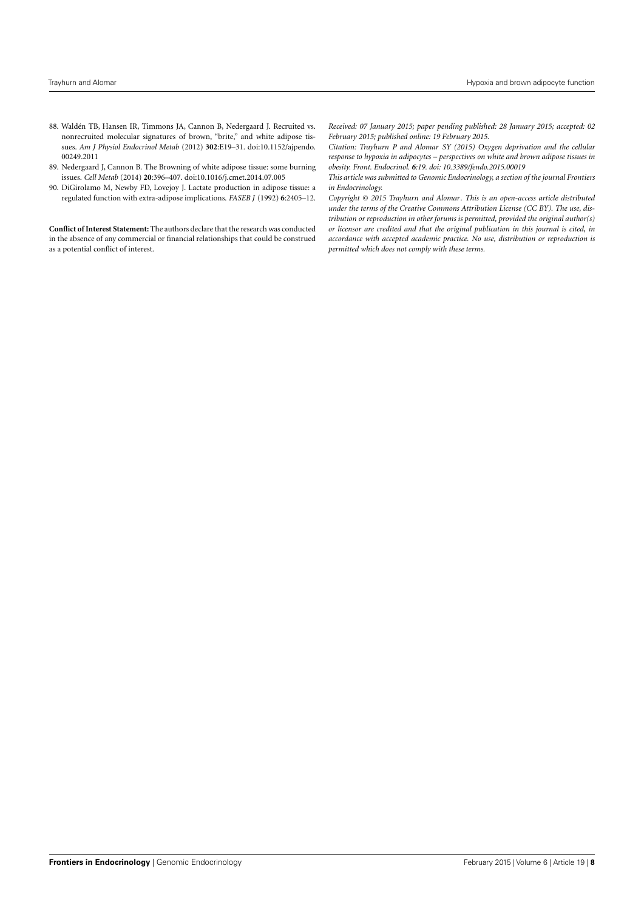88. Waldén TB, Hansen IR, Timmons JA, Cannon B, Nedergaard J. Recruited vs. nonrecruited molecular signatures of brown, "brite," and white adipose tissues. *Am J Physiol Endocrinol Metab* (2012) **302**:E19–31. doi:10.1152/ajpendo.00249.2011
89. Nedergaard J, Cannon B. The Browning of white adipose tissue: some burning issues. *Cell Metab* (2014) **20**:396–407. doi:10.1016/j.cmet.2014.07.005
90. DiGirolamo M, Newby FD, Lovejoy J. Lactate production in adipose tissue: a regulated function with extra-adipose implications. *FASEB J* (1992) **6**:2405–12.

**Conflict of Interest Statement:** The authors declare that the research was conducted in the absence of any commercial or financial relationships that could be construed as a potential conflict of interest.

*Received: 07 January 2015; paper pending published: 28 January 2015; accepted: 02 February 2015; published online: 19 February 2015.*

*Citation: Trayhurn P and Alomar SY (2015) Oxygen deprivation and the cellular response to hypoxia in adipocytes – perspectives on white and brown adipose tissues in obesity. Front. Endocrinol.* ***6****:19. doi: 10.3389/fendo.2015.00019*

*This article was submitted to Genomic Endocrinology, a section of the journal Frontiers in Endocrinology.*

*Copyright © 2015 Trayhurn and Alomar. This is an open-access article distributed under the terms of the Creative Commons Attribution License (CC BY). The use, distribution or reproduction in other forums is permitted, provided the original author(s) or licensor are credited and that the original publication in this journal is cited, in accordance with accepted academic practice. No use, distribution or reproduction is permitted which does not comply with these terms.*